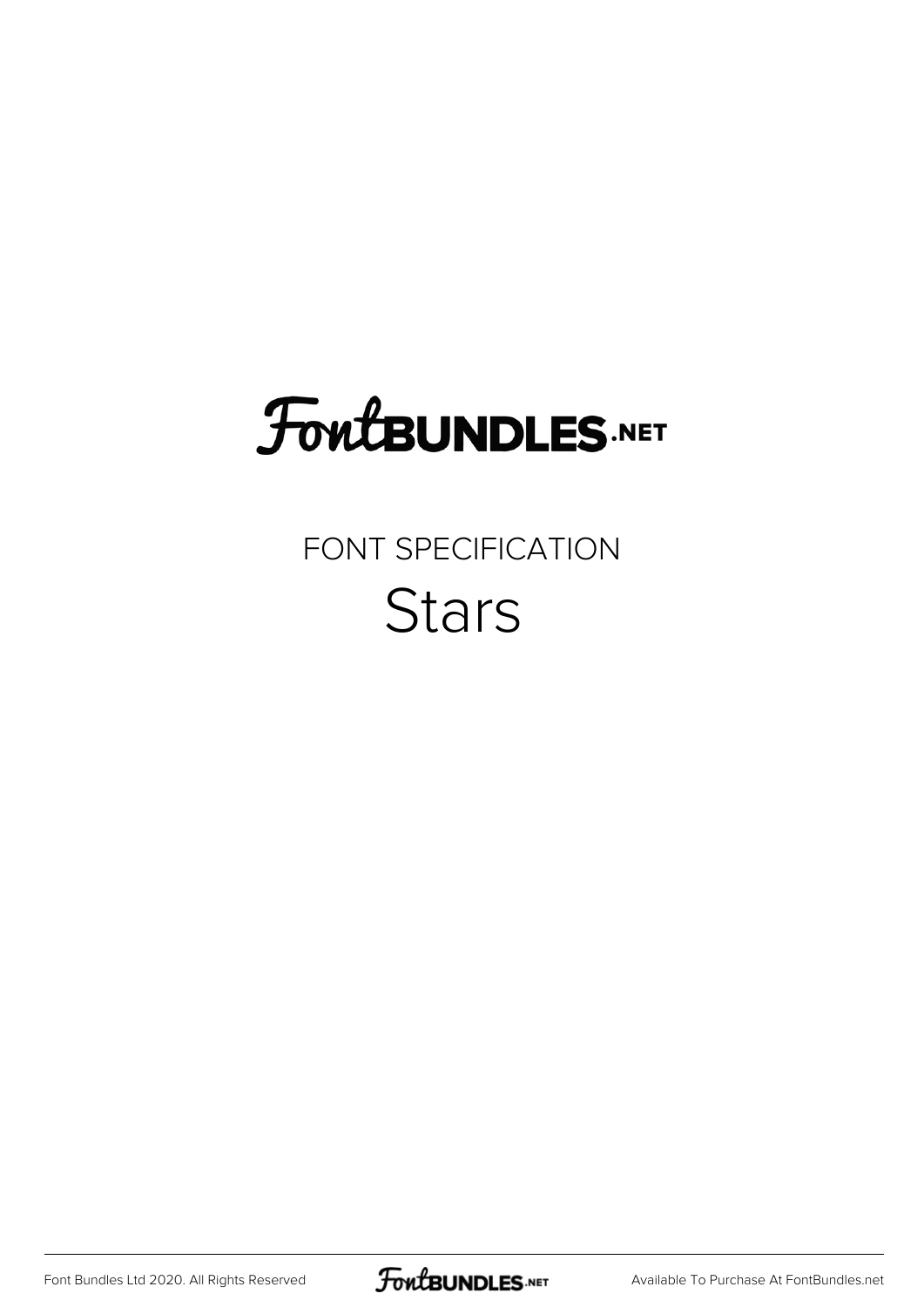# FontBUNDLES.NET

FONT SPECIFICATION

## Stars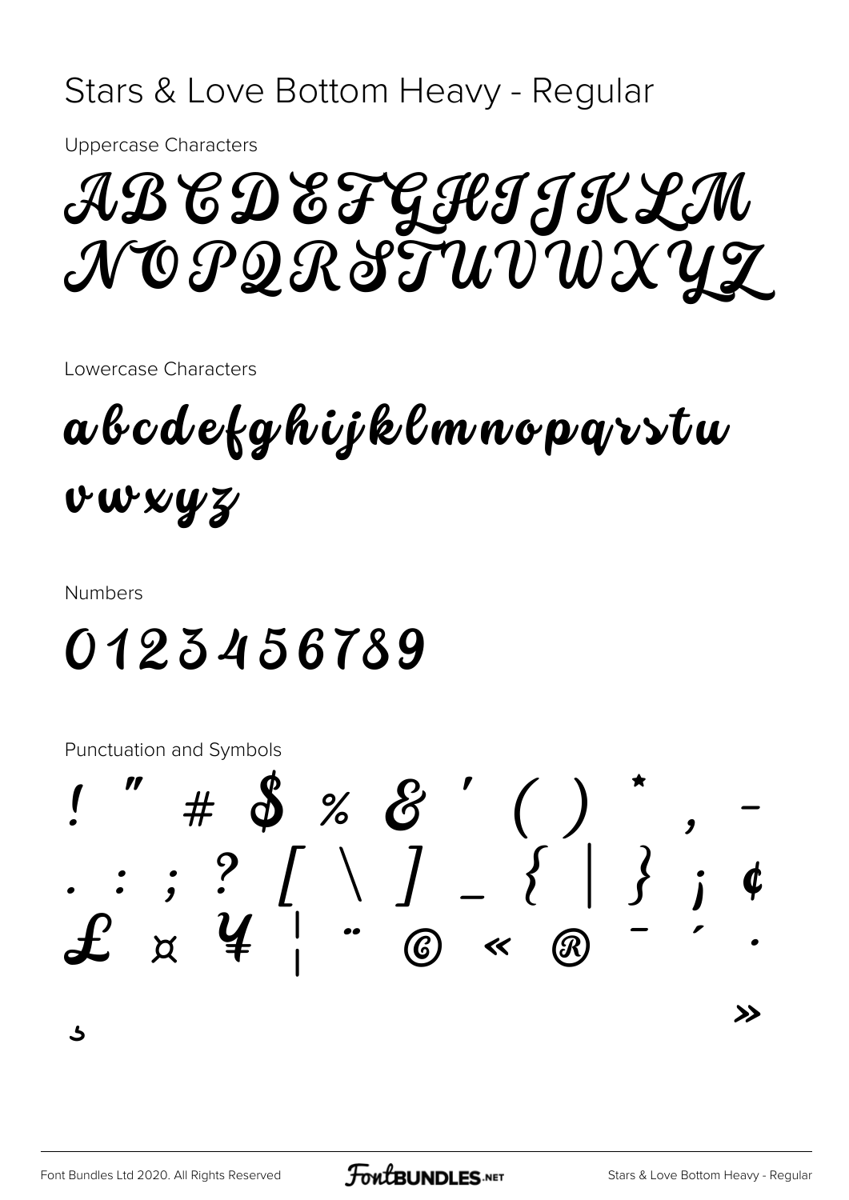# Stars & Love Bottom Heavy - Regular

Uppercase Characters

ABCDEFGHIJKLM
NOPQRSTUVWXYZ

Lowercase Characters

abcdefghijklmnopqrstu
vwxyz

Numbers

0123456789

Punctuation and Symbols

! " # $ % & ' ( ) * , -
. : ; ? [ \ ] _ { | } ¡ ¢
£ ¤ ¥ ¦ ¨ © « ® ¯ ´ ·
¸ »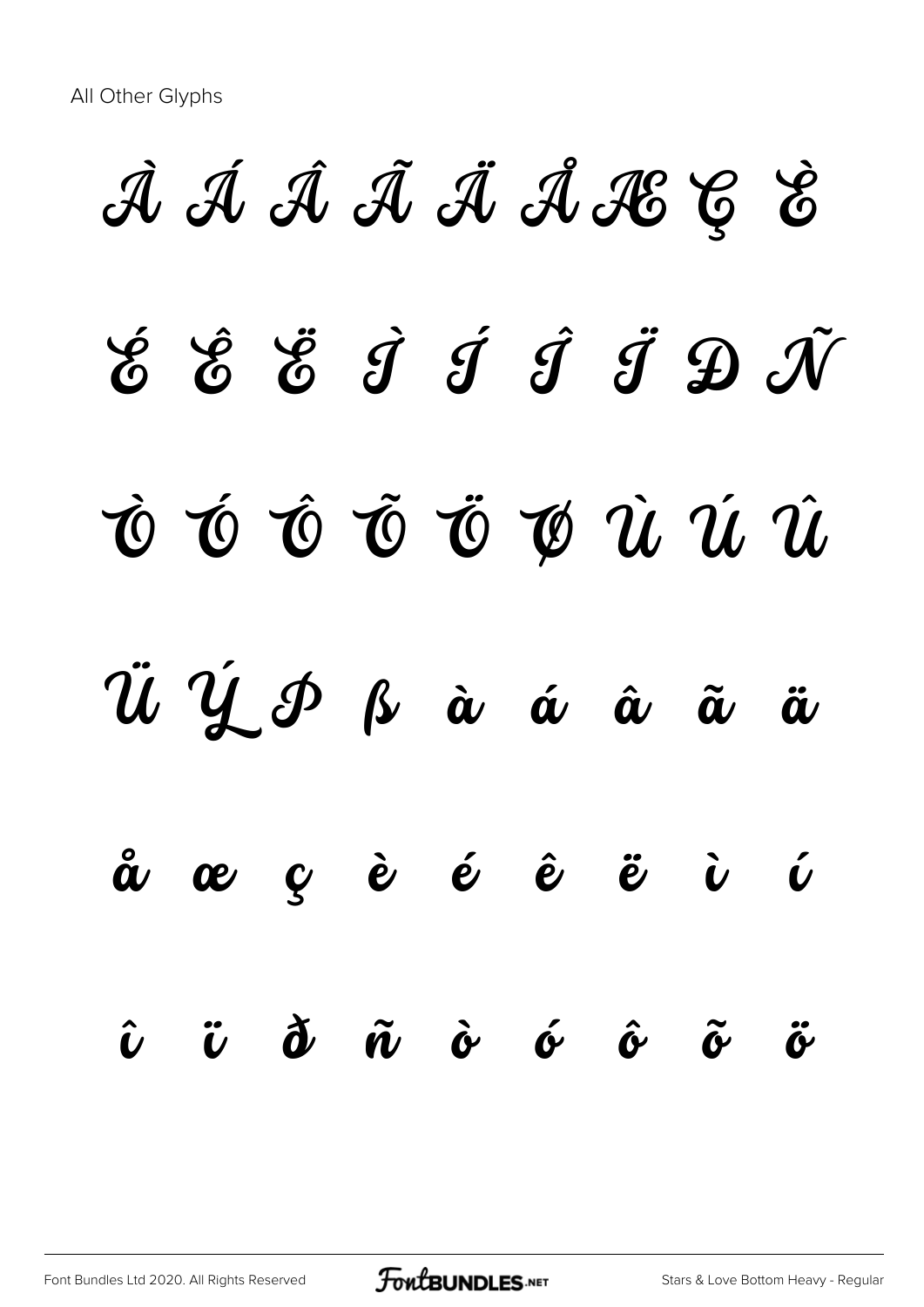All Other Glyphs

À Á Â Ã Ä Å Æ Ç È

É Ê Ë Ì Í Î Ï Ð Ñ

Ò Ó Ô Õ Ö Ø Ù Ú Û

Ü Ý Þ ß à á â ã ä

å æ ç è é ê ë ì í

î ï ð ñ ò ó ô õ ö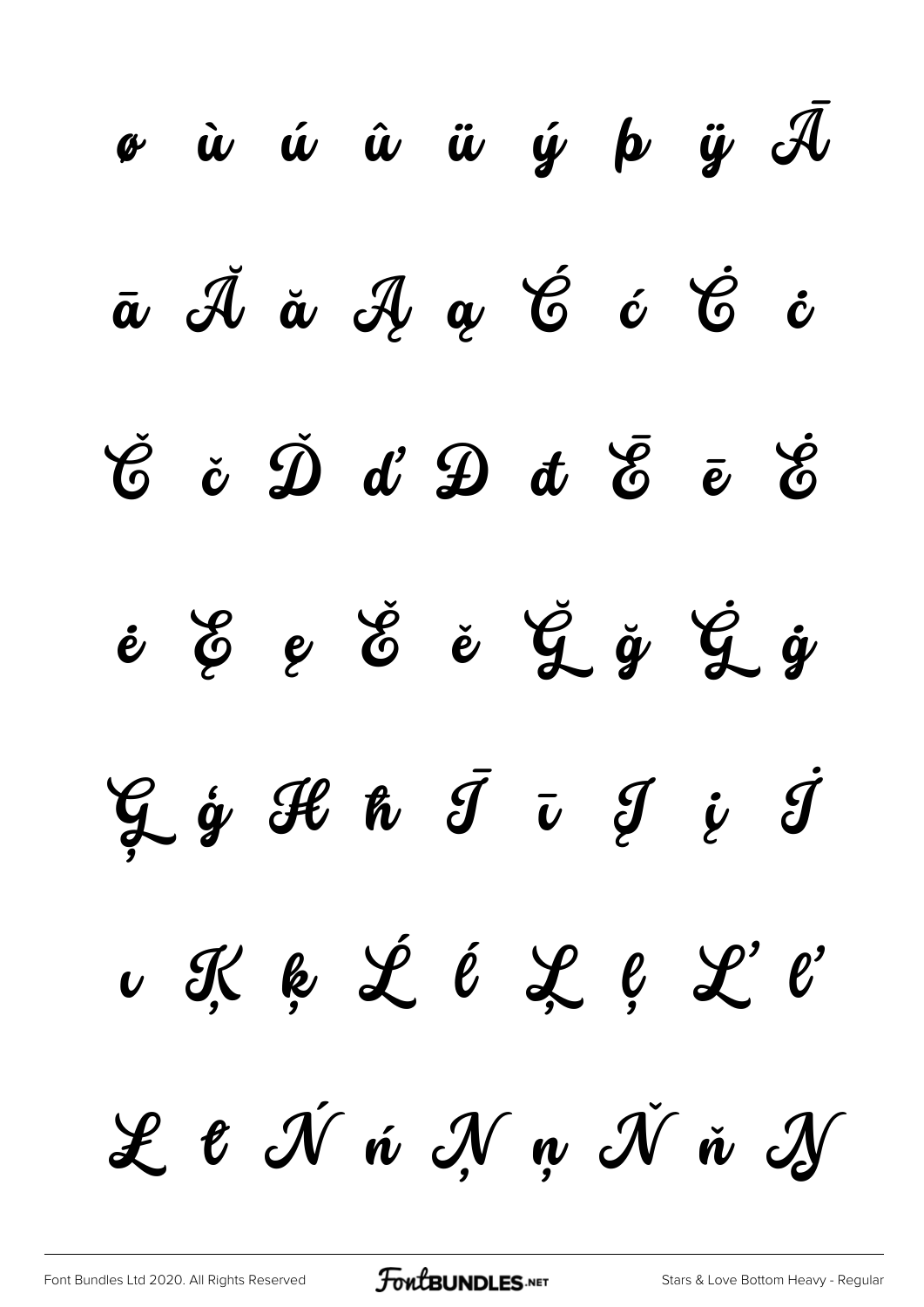ø ù ú û ü ý þ ÿ Ā

ā Ă ă Ą ą Ć ć Ċ ċ

Č č Ď ď Đ đ Ē ē Ė

ė Ę ę Ě ě Ğ ğ Ġ ġ

Ģ ģ Ħ ħ Ī ī Į į İ

ı Ķ ķ Ĺ ĺ Ļ ļ Ľ ľ

Ł ł Ń ń Ņ ņ Ň ň Ŋ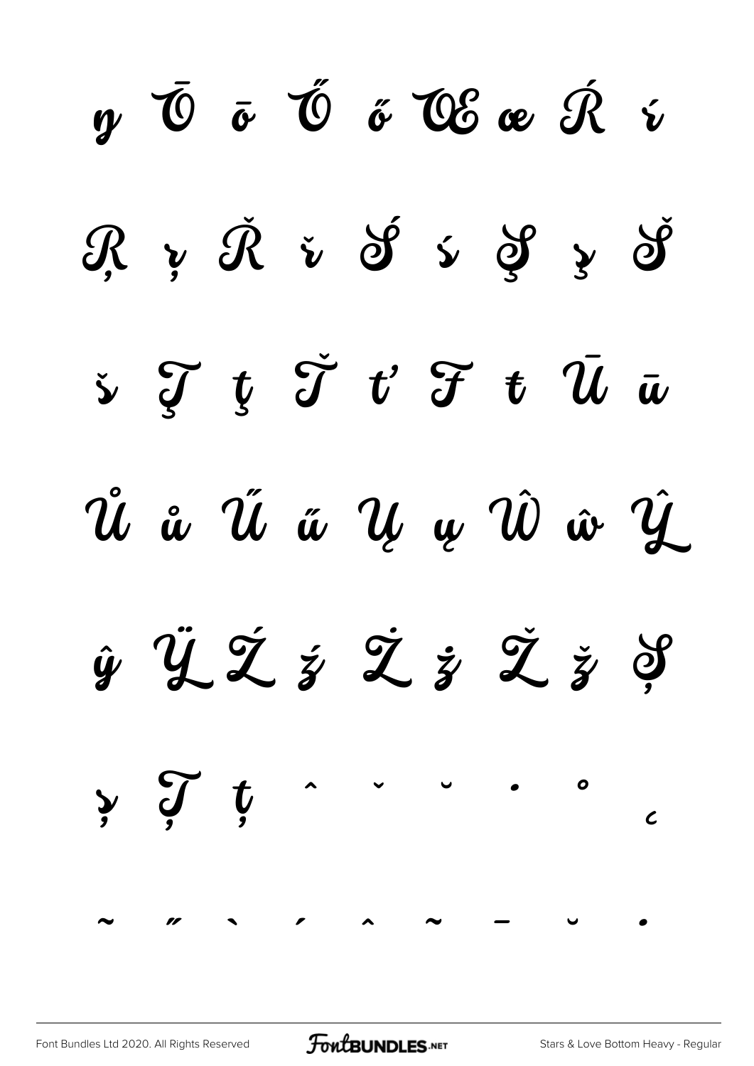ŋ Ō ō Ő ő Œ œ Ŕ ŕ

Ŗ ŗ Ř ř Ś ś Ş ş Š

š Ţ ţ Ť ť Ŧ ŧ Ū ū

Ů ů Ű ű Ų ų Ŵ ŵ Ŷ

ŷ Ÿ Ź ź Ż ż Ž ž Ș

ș Ț ț ˆ ˇ ˘ ˙ ˚ ˛

˜ ˝ ` ´ ^ ~ ¯ ˘ ˙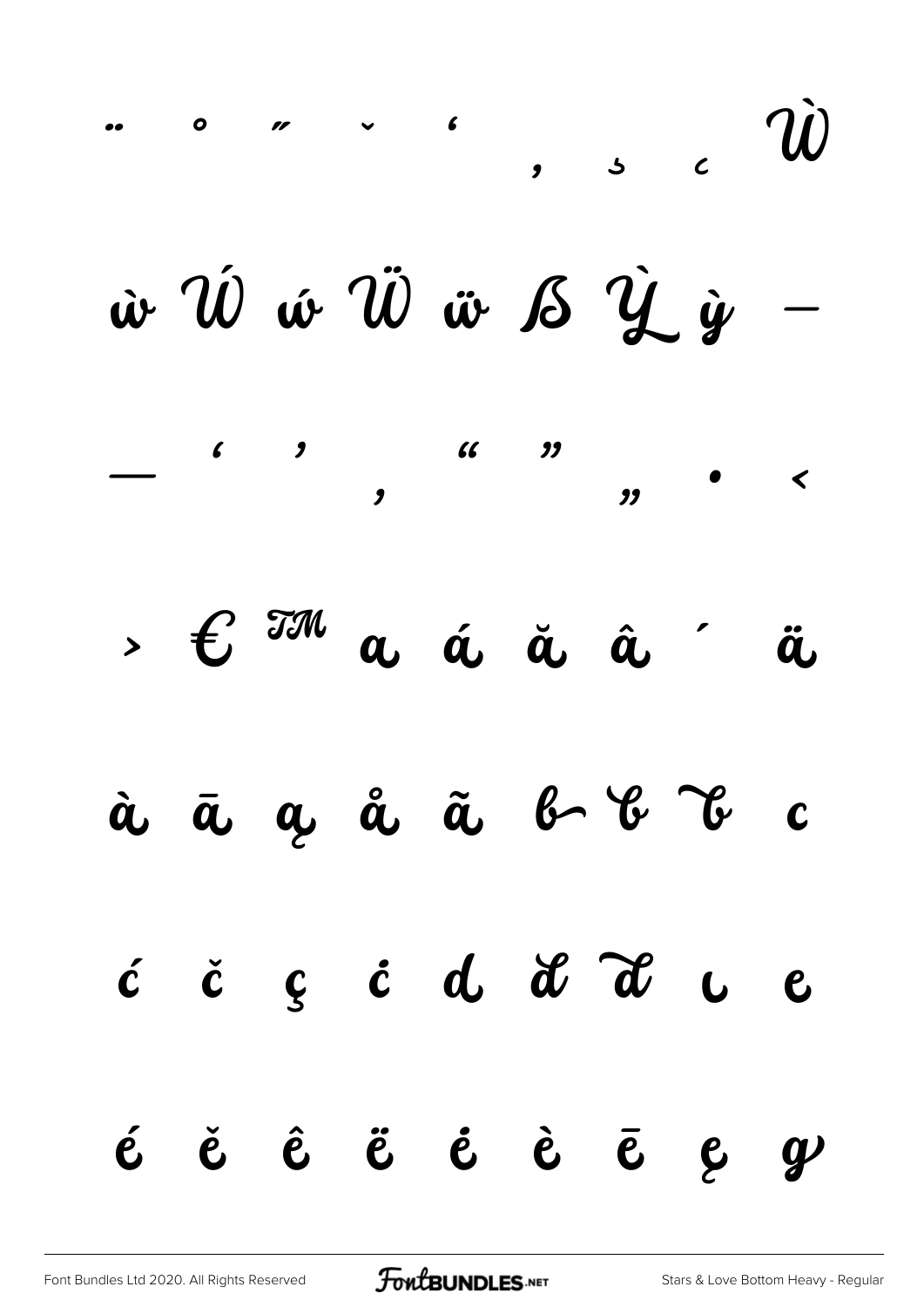¨ ˚ ˝ ˇ ʻ , ˛ ˛ Ẁ

ẁ Ẃ ẃ Ẅ ẅ ẞ Ỳ ỳ –

— ‘ ’ ‚ “ ” „ • ‹

› € ™ a á ă â ´ ä

à ā ą å ã b b b c

ć č ç ċ d ď ď ı e

é ě ê ë ė è ē ę g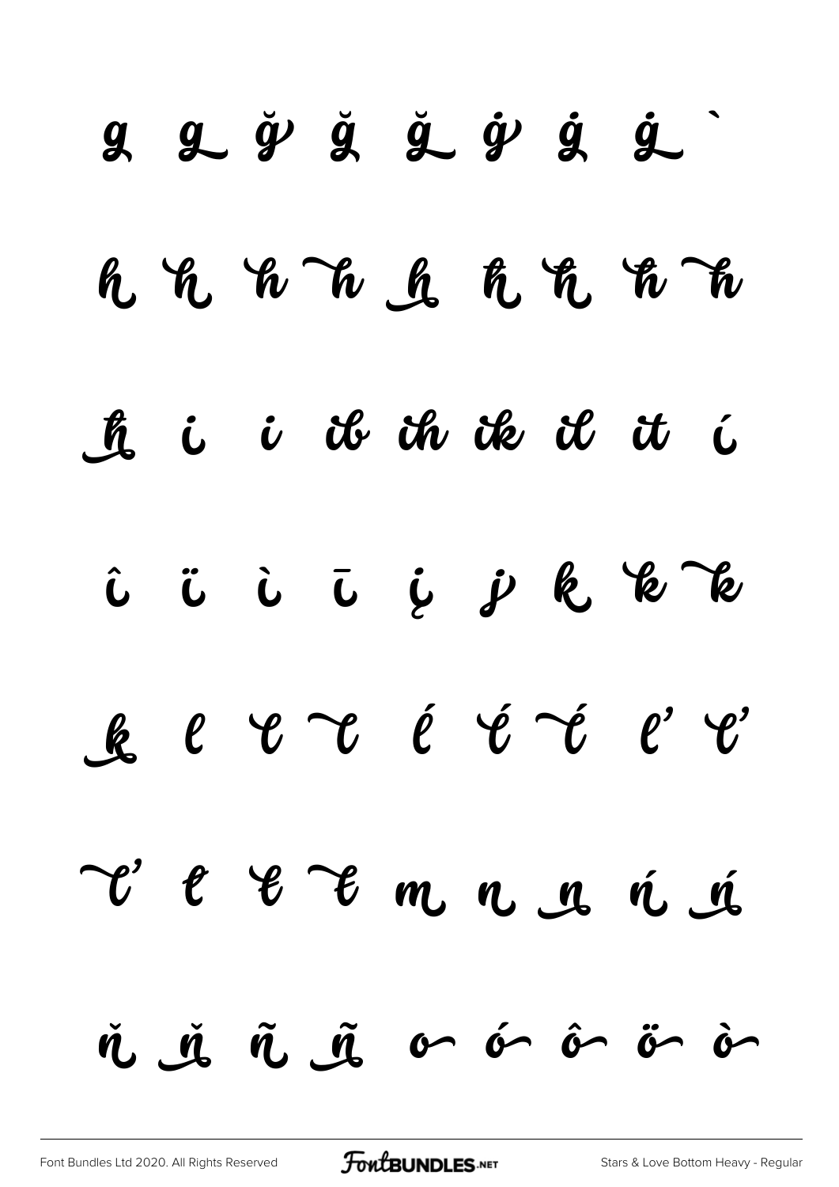g g ğ ğ ğ ġ ġ ġ `

h h h h h ħ ħ ħ ħ

ħ i i i i i i i í

î ï ì ī į j k k k

k l l l ĺ ĺ ĺ ľ ľ

ľ ł ł ł m n n ń ń

ň ň ñ ñ o ó ô ö ò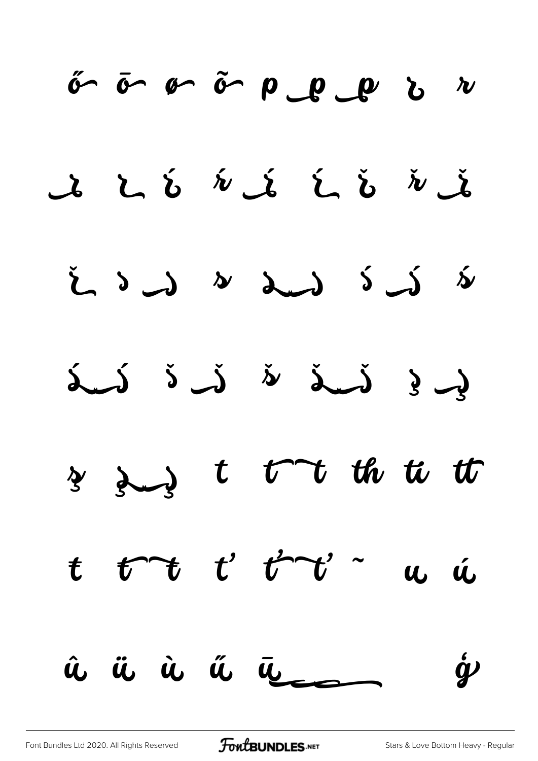ő ō ø õ p p p ŕ r

ŕ ŕ ŕ ŕ ŕ ŕ ř ř ř

ř s s s s ś ś ś

ś ś š š š š š ş ş

ş ş t t t th ti tt

ŧ ŧ ť ť ť ˜ u ú

û ü ù ű ū ģ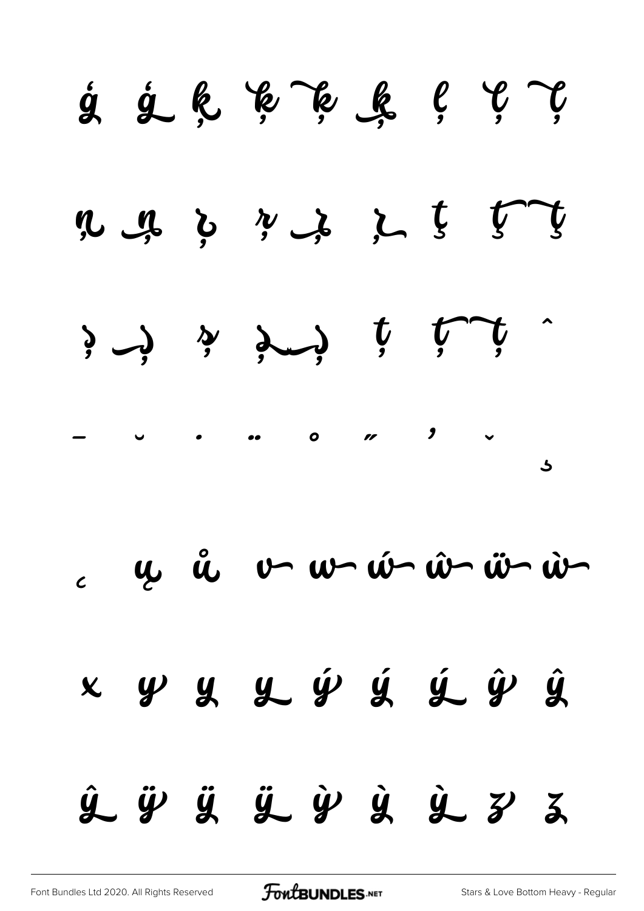ģ ģ ķ ķ ķ ķ ļ ļ ļ

ņ ņ ŗ ŗ ŗ ŗ ţ ţ ţ

ş ş ş ş ş ț ț ț ˆ

¯ ˘ ˙ ¨ ˚ ˝ ’ ˇ ˛

¸ ų ů ẇ ŵ ẃ ŵ ẅ ẁ

x y y y ý ý ý ŷ ŷ

ŷ ÿ ÿ ÿ ỳ ỳ ỳ z z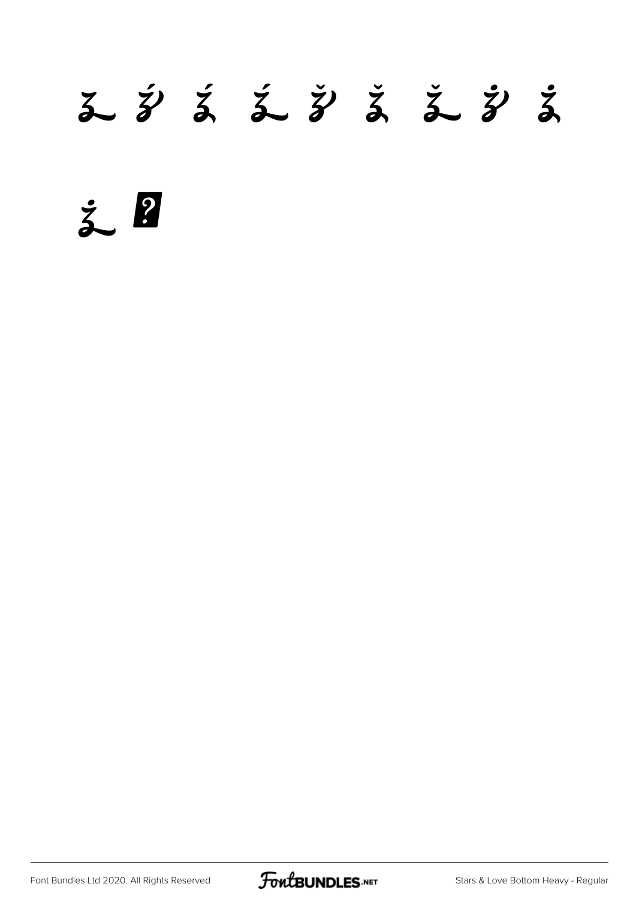z ź ź ź ž ž ž ż ż

ż �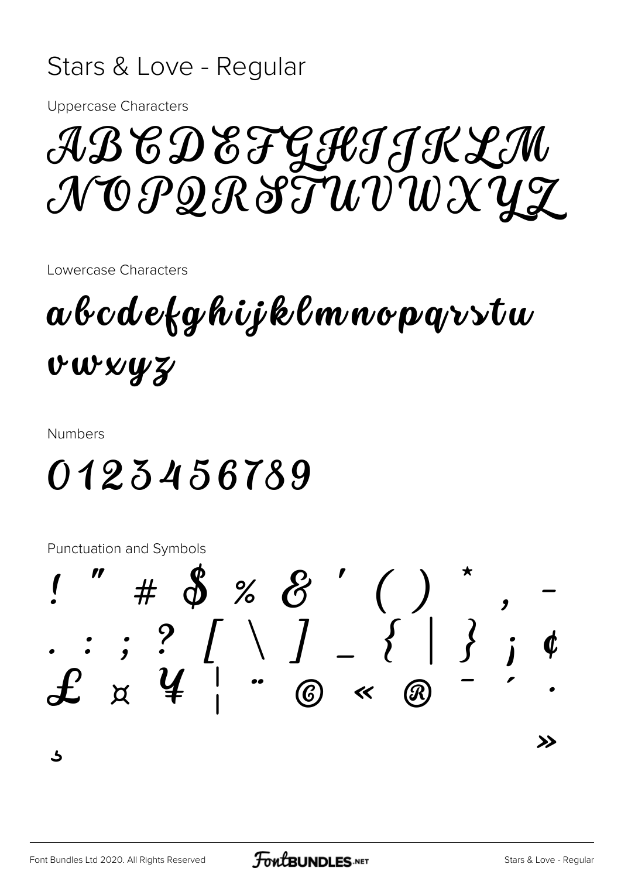# Stars & Love - Regular

Uppercase Characters

ABCDEFGHIJKLM
NOPQRSTUVWXYZ

Lowercase Characters

abcdefghijklmnopqrstu
vwxyz

Numbers

0123456789

Punctuation and Symbols

! " # $ % & ' ( ) * , -
. : ; ? [ \ ] _ { | } ¡ ¢
£ ¤ ¥ ¦ ¨ © « ® ¯ ´ ·
¸ »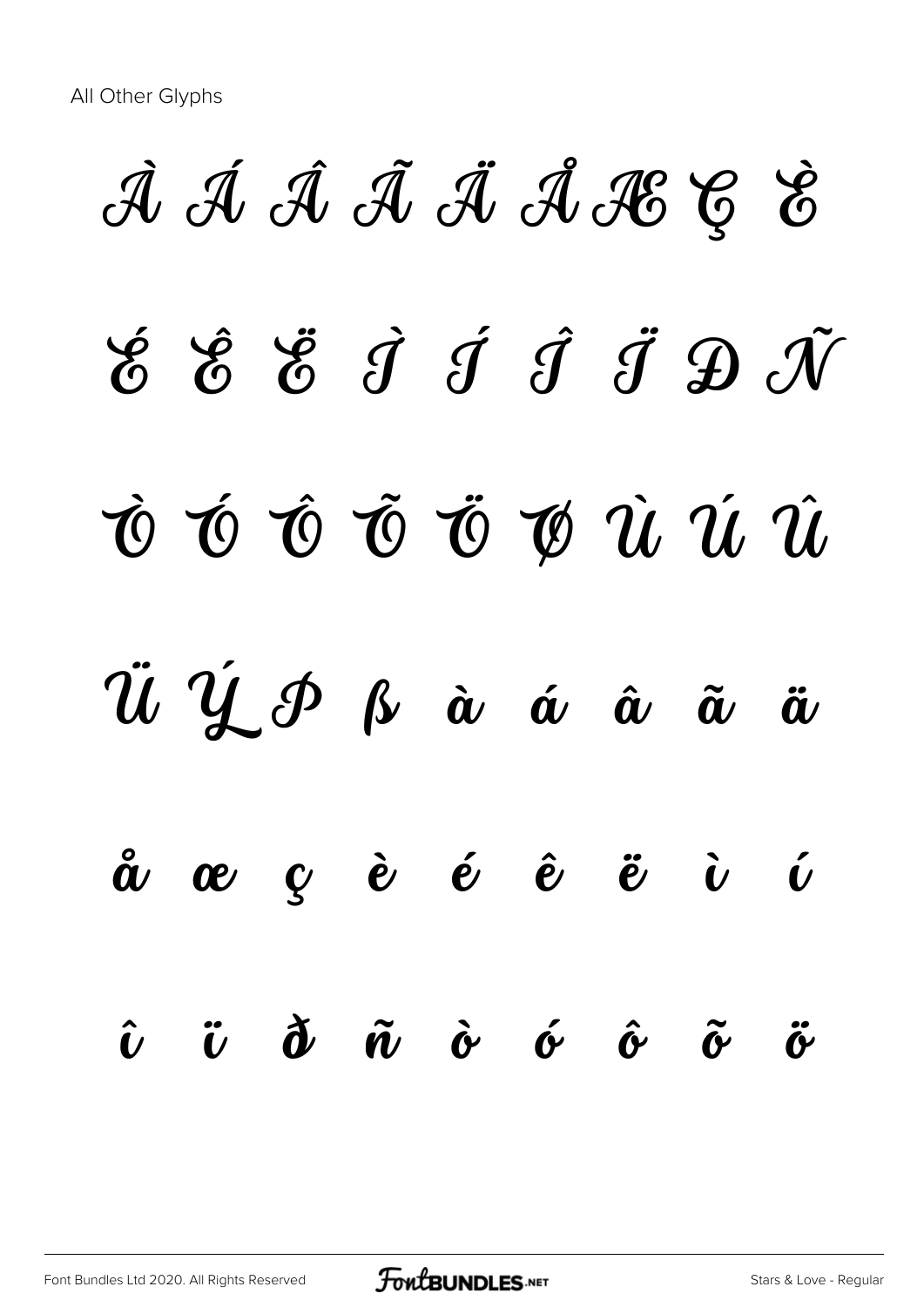All Other Glyphs

À Á Â Ã Ä Å Æ Ç È

É Ê Ë Ì Í Î Ï Ð Ñ

Ò Ó Ô Õ Ö Ø Ù Ú Û

Ü Ý Þ ß à á â ã ä

å æ ç è é ê ë ì í

î ï ð ñ ò ó ô õ ö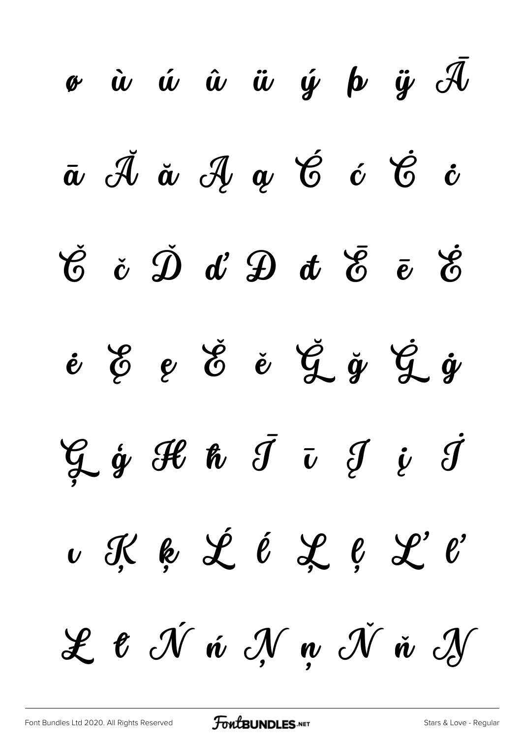ø ù ú û ü ý þ ÿ Ā

ā Ă ă Ą ą Ć ć Ċ ċ

Č č Ď ď Đ đ Ē ē Ė

ė Ę ę Ě ě Ğ ğ Ġ ġ

Ģ ģ Ħ ħ Ī ī Į į İ

ı Ķ ķ Ĺ ĺ Ļ ļ Ľ ľ

Ł ł Ń ń Ņ ņ Ň ň Ŋ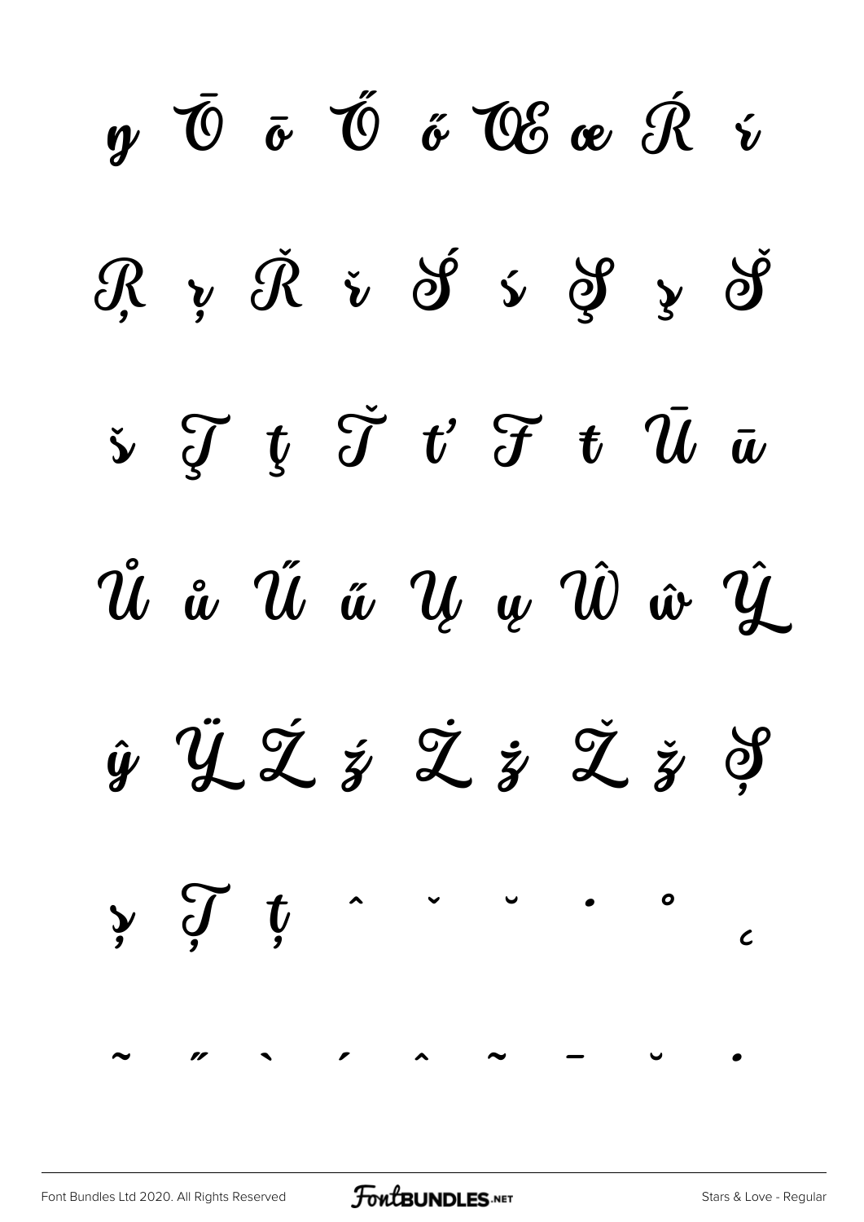ŋ Ō ō Ő ő Œ œ Ŕ ŕ

Ŗ ŗ Ř ř Ś ś Ş ş Š

š Ţ ţ Ť ť Ŧ ŧ Ū ū

Ů ů Ű ű Ų ų Ŵ ŵ Ŷ

ŷ Ÿ Ź ź Ż ż Ž ž Ș

ș Ț ț ˆ ˇ ˘ ˙ ˚ ˛

˜ ˝ ˋ ˊ ˆ ˜ ˉ ˘ ˙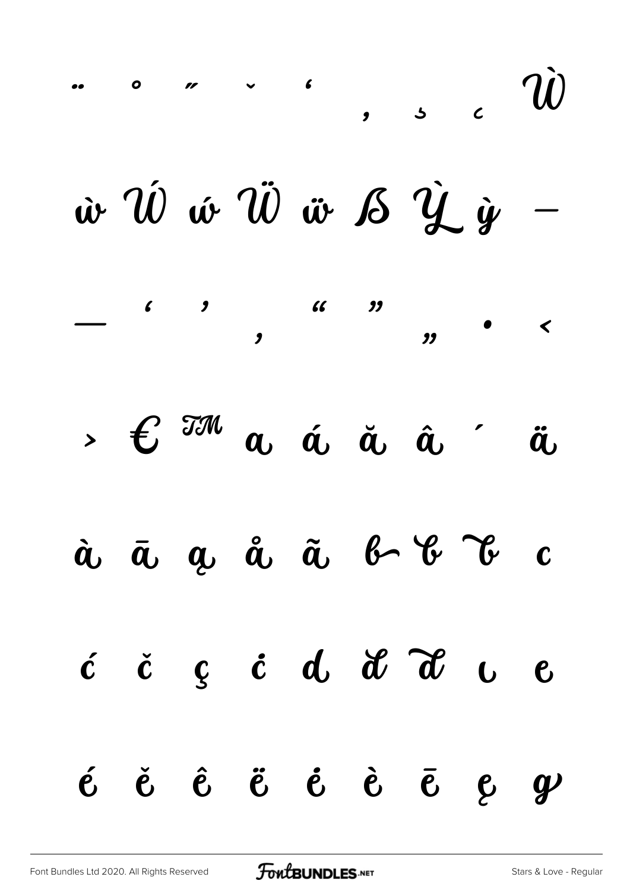¨ ˚ ˝ ˇ ‘ , ˛ ¸ Ẁ

ẁ Ẃ ẃ Ẅ ẅ ẞ Ỳ ỳ –

— ‘ ’ ‚ “ ” „ • ‹

› € ™ a á ă â ´ ä

à ā ą å ã b b b c

ć č ç ċ d d d ı e

é ě ê ë ė è ē ę g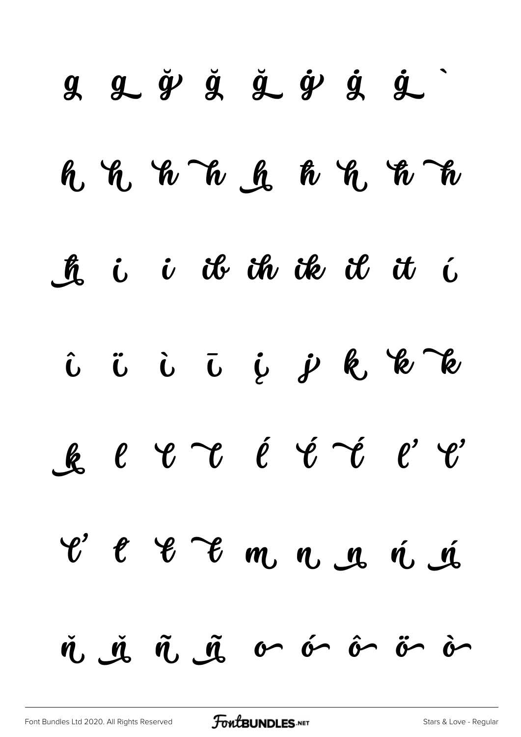g g ğ ğ ğ ġ ġ ġ `

h h h h h ħ h ħ ħ

ħ i i ib ih ik il it í

î ï ì ī į j k k k

k l l l ĺ ĺ ĺ ľ ľ

ľ ł ł ł m n n ń ń

ň ň ñ ñ o ó ô ö ò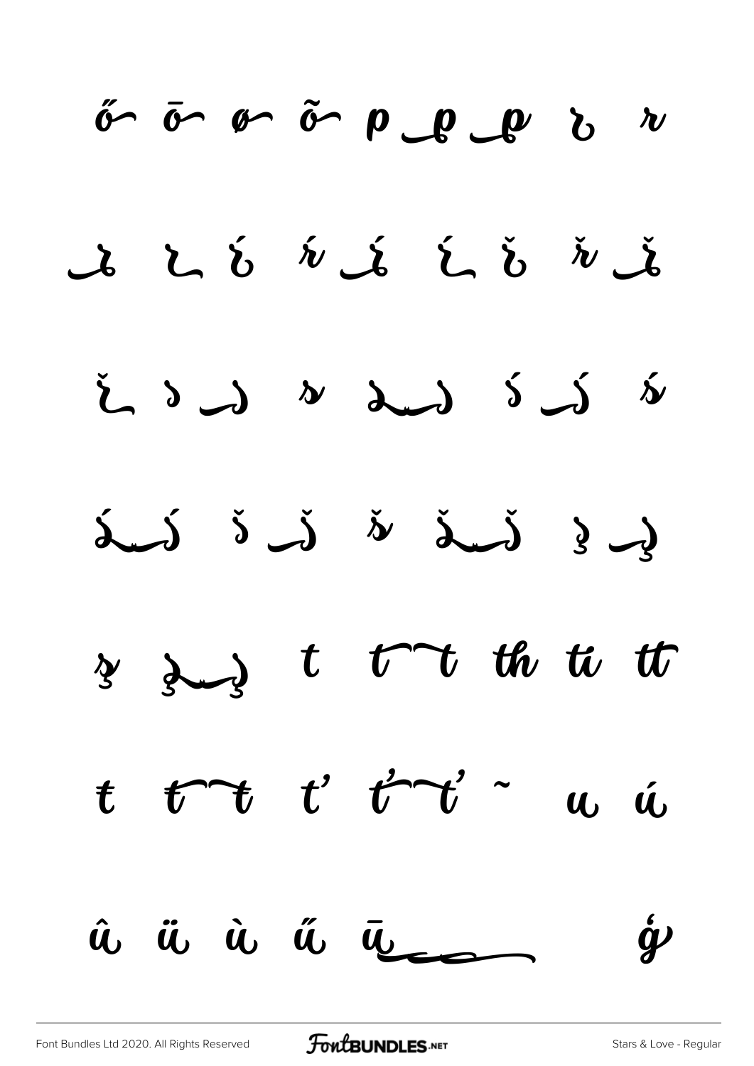ő ō ø õ p p p ŕ r

ŕ ŕ ŕ ŕ ŕ ŕ ř ř ř

ř s s s s ś ś ś

ś ś š š š š ş ş

ş ş t t t th ti tt

ŧ ŧ ť ť ť ˜ u ú

û ü ù ű ū ģ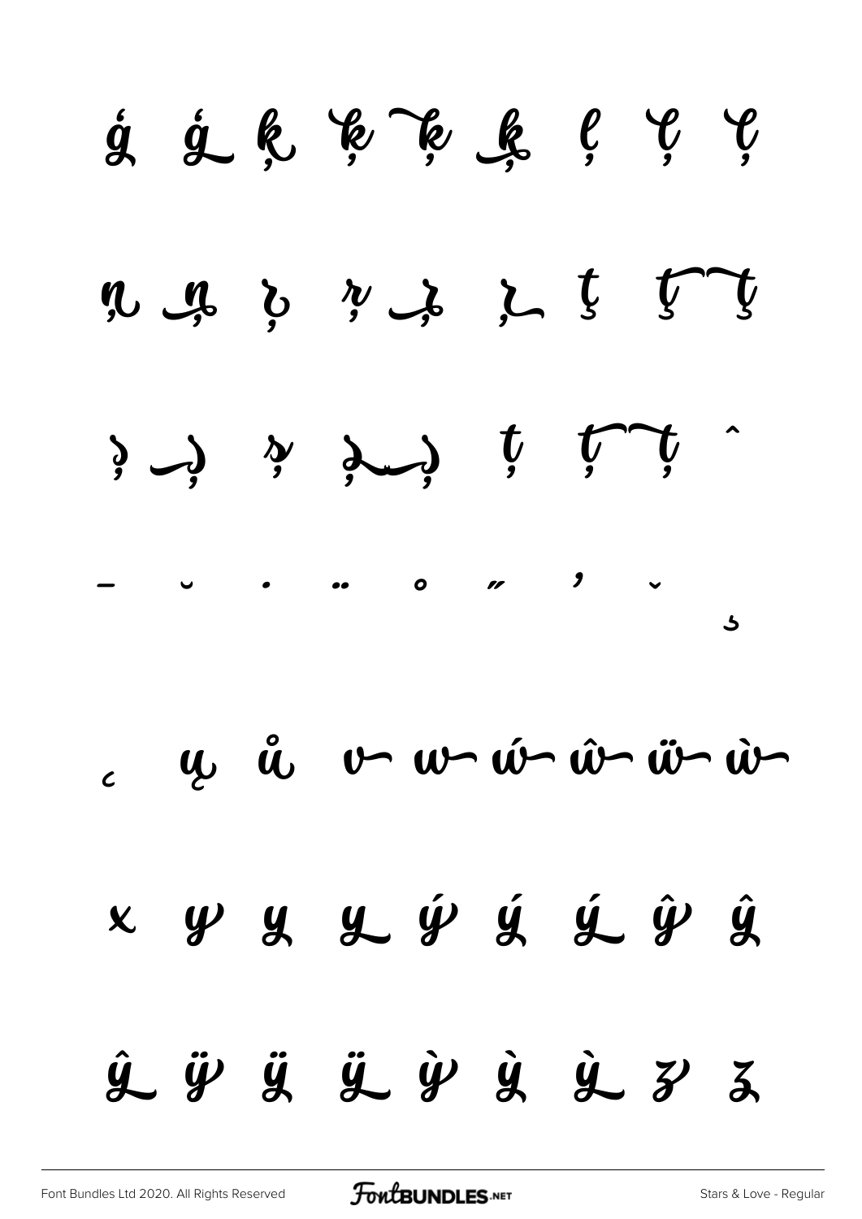ǵ ǵ ķ ķ ķ ķ ļ ļ ļ

ņ ņ ŗ ŗ ŗ ŗ ţ ţ ţ

ș ș ș ș ș ț ț ț ˆ

¯ ˘ ˙ ¨ ˚ ˝ ' ˇ ¸

˛ ų ů ŵ ŵ ẃ ŵ ẅ ẁ

x y y y ý ý ý ŷ ŷ

ŷ ÿ ÿ ÿ ỳ ỳ ỳ z z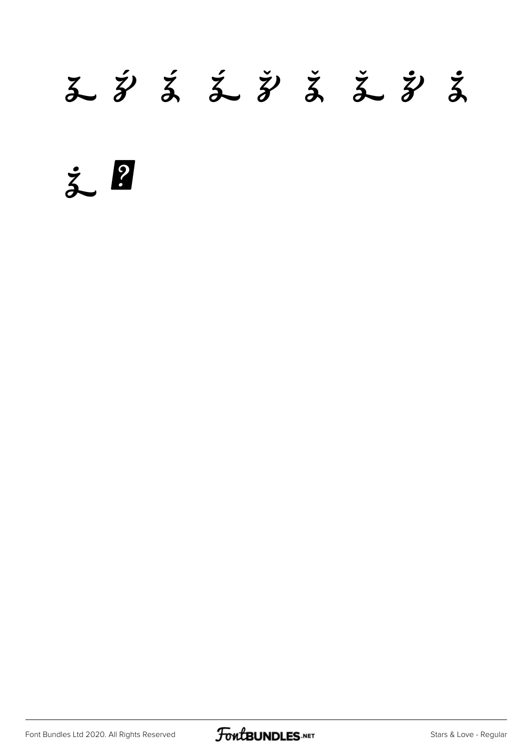z ź ź ź ž ž ž ż ż

ż ?